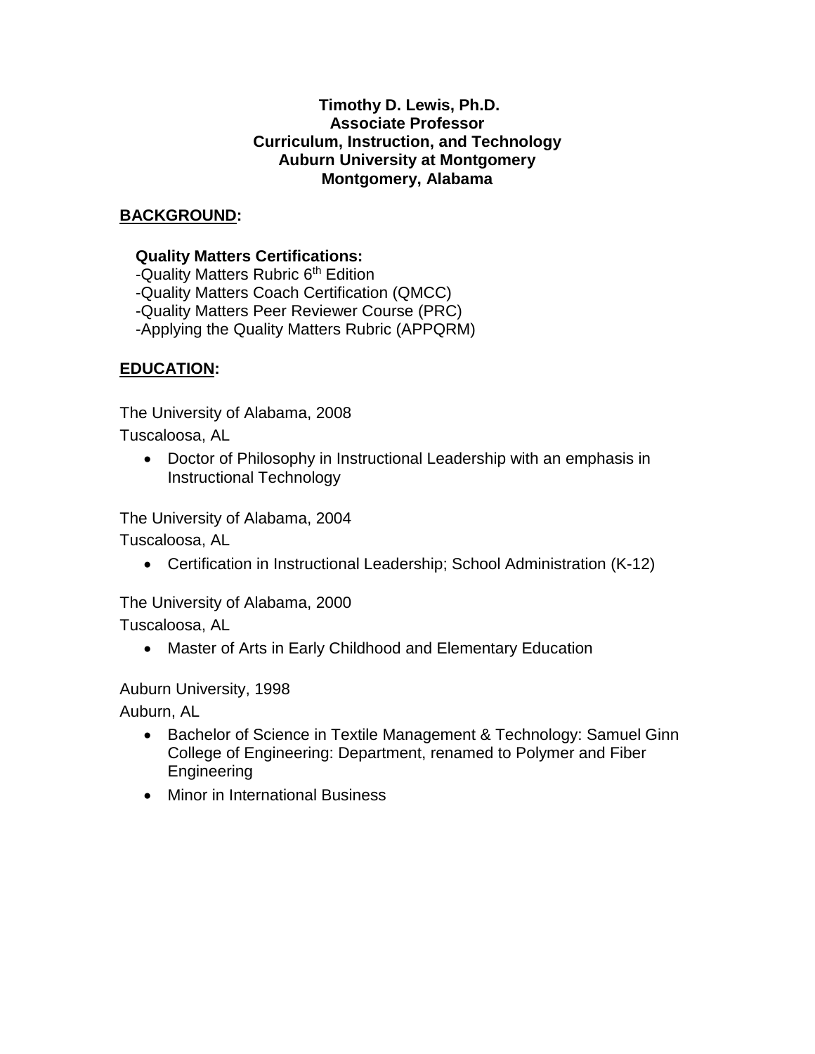**Timothy D. Lewis, Ph.D.**
**Associate Professor**
**Curriculum, Instruction, and Technology**
**Auburn University at Montgomery**
**Montgomery, Alabama**

## BACKGROUND:

**Quality Matters Certifications:**

-Quality Matters Rubric 6th Edition
-Quality Matters Coach Certification (QMCC)
-Quality Matters Peer Reviewer Course (PRC)
-Applying the Quality Matters Rubric (APPQRM)

## EDUCATION:

The University of Alabama, 2008
Tuscaloosa, AL

- Doctor of Philosophy in Instructional Leadership with an emphasis in Instructional Technology

The University of Alabama, 2004
Tuscaloosa, AL

- Certification in Instructional Leadership; School Administration (K-12)

The University of Alabama, 2000
Tuscaloosa, AL

- Master of Arts in Early Childhood and Elementary Education

Auburn University, 1998
Auburn, AL

- Bachelor of Science in Textile Management & Technology: Samuel Ginn College of Engineering: Department, renamed to Polymer and Fiber Engineering
- Minor in International Business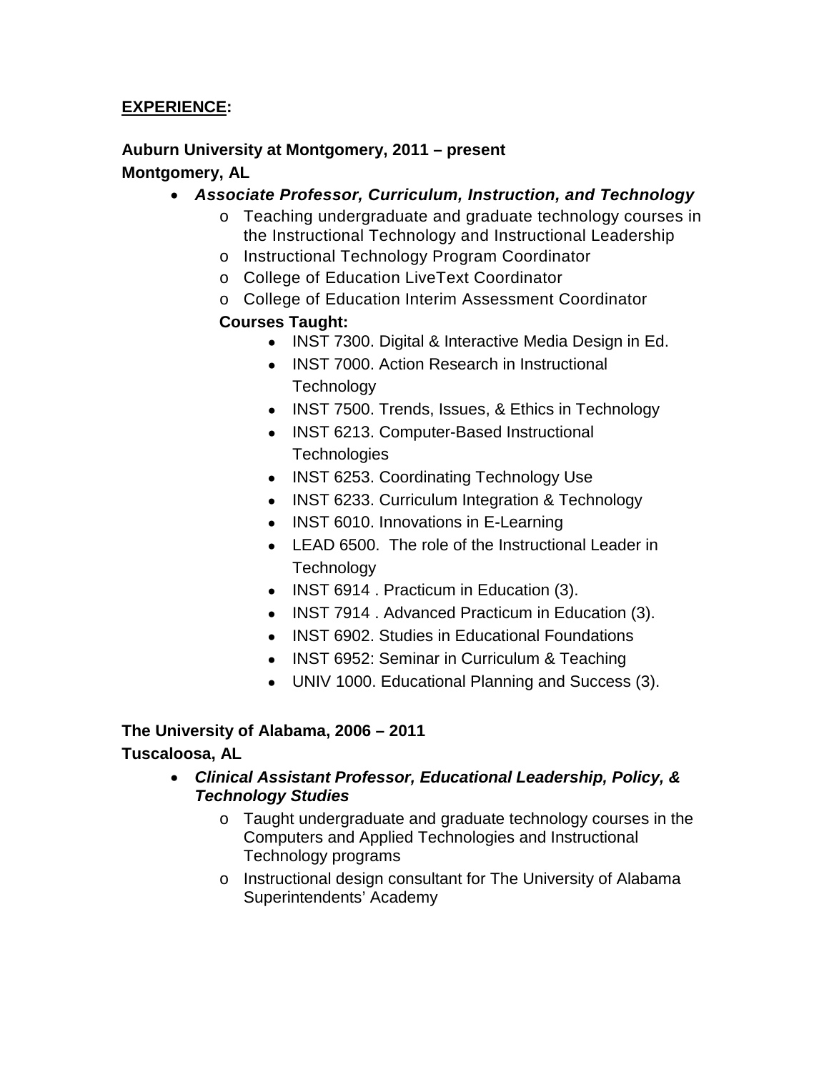**<u>EXPERIENCE</u>:**

**Auburn University at Montgomery, 2011 – present**
**Montgomery, AL**

- ***Associate Professor, Curriculum, Instruction, and Technology***
  - Teaching undergraduate and graduate technology courses in the Instructional Technology and Instructional Leadership
  - Instructional Technology Program Coordinator
  - College of Education LiveText Coordinator
  - College of Education Interim Assessment Coordinator

  **Courses Taught:**
  - INST 7300. Digital & Interactive Media Design in Ed.
  - INST 7000. Action Research in Instructional Technology
  - INST 7500. Trends, Issues, & Ethics in Technology
  - INST 6213. Computer-Based Instructional Technologies
  - INST 6253. Coordinating Technology Use
  - INST 6233. Curriculum Integration & Technology
  - INST 6010. Innovations in E-Learning
  - LEAD 6500. The role of the Instructional Leader in Technology
  - INST 6914 . Practicum in Education (3).
  - INST 7914 . Advanced Practicum in Education (3).
  - INST 6902. Studies in Educational Foundations
  - INST 6952: Seminar in Curriculum & Teaching
  - UNIV 1000. Educational Planning and Success (3).

**The University of Alabama, 2006 – 2011**
**Tuscaloosa, AL**

- ***Clinical Assistant Professor, Educational Leadership, Policy, & Technology Studies***
  - Taught undergraduate and graduate technology courses in the Computers and Applied Technologies and Instructional Technology programs
  - Instructional design consultant for The University of Alabama Superintendents' Academy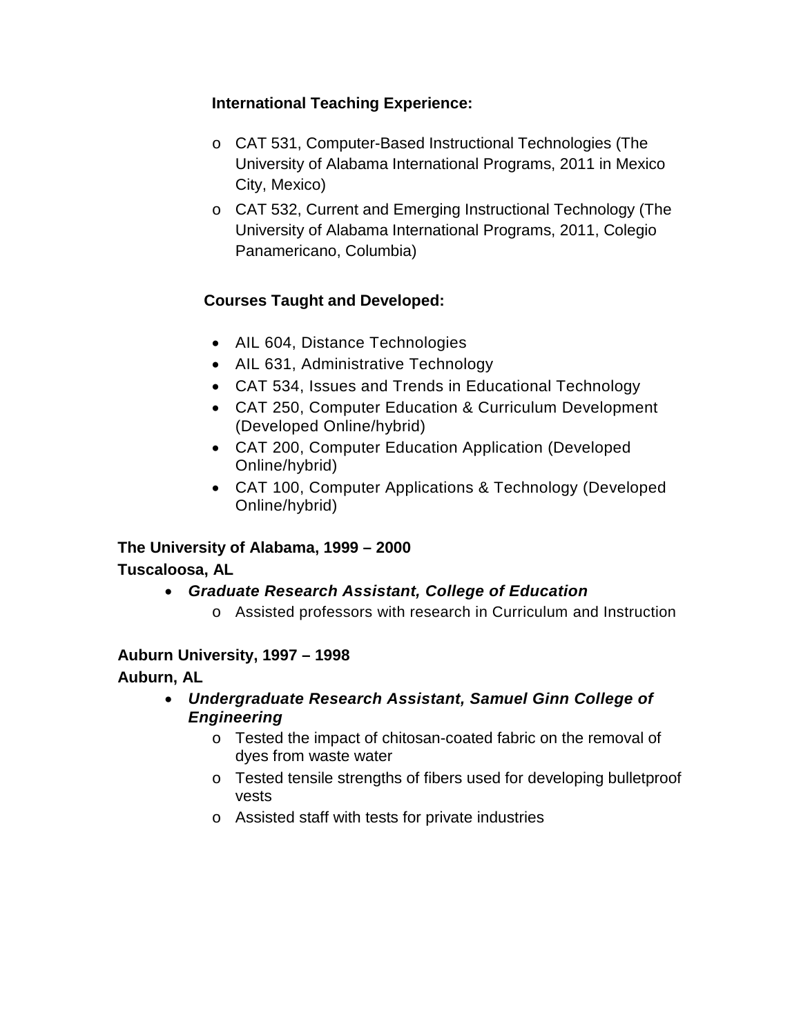**International Teaching Experience:**

- CAT 531, Computer-Based Instructional Technologies (The University of Alabama International Programs, 2011 in Mexico City, Mexico)
- CAT 532, Current and Emerging Instructional Technology (The University of Alabama International Programs, 2011, Colegio Panamericano, Columbia)

**Courses Taught and Developed:**

- AIL 604, Distance Technologies
- AIL 631, Administrative Technology
- CAT 534, Issues and Trends in Educational Technology
- CAT 250, Computer Education & Curriculum Development (Developed Online/hybrid)
- CAT 200, Computer Education Application (Developed Online/hybrid)
- CAT 100, Computer Applications & Technology (Developed Online/hybrid)

**The University of Alabama, 1999 – 2000**
**Tuscaloosa, AL**

- ***Graduate Research Assistant, College of Education***
  - Assisted professors with research in Curriculum and Instruction

**Auburn University, 1997 – 1998**
**Auburn, AL**

- ***Undergraduate Research Assistant, Samuel Ginn College of Engineering***
  - Tested the impact of chitosan-coated fabric on the removal of dyes from waste water
  - Tested tensile strengths of fibers used for developing bulletproof vests
  - Assisted staff with tests for private industries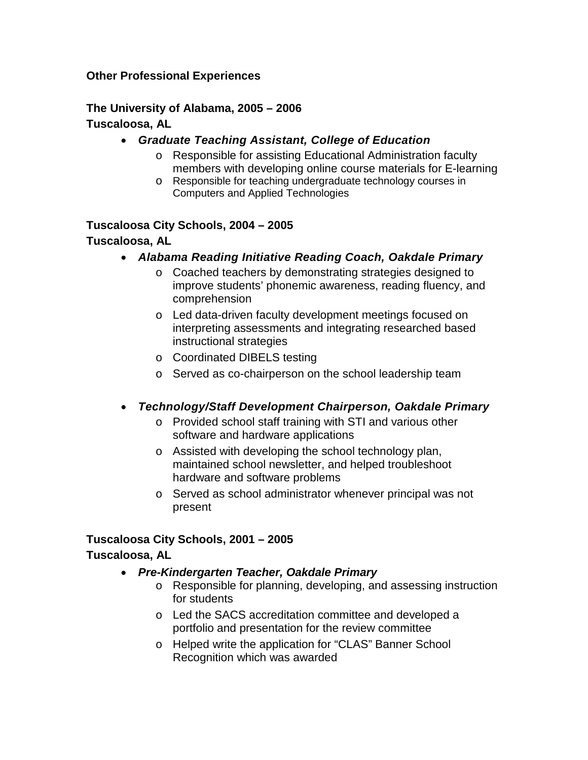**Other Professional Experiences**

**The University of Alabama, 2005 – 2006**
**Tuscaloosa, AL**

- ***Graduate Teaching Assistant, College of Education***
  - Responsible for assisting Educational Administration faculty members with developing online course materials for E-learning
  - Responsible for teaching undergraduate technology courses in Computers and Applied Technologies

**Tuscaloosa City Schools, 2004 – 2005**
**Tuscaloosa, AL**

- ***Alabama Reading Initiative Reading Coach, Oakdale Primary***
  - Coached teachers by demonstrating strategies designed to improve students' phonemic awareness, reading fluency, and comprehension
  - Led data-driven faculty development meetings focused on interpreting assessments and integrating researched based instructional strategies
  - Coordinated DIBELS testing
  - Served as co-chairperson on the school leadership team

- ***Technology/Staff Development Chairperson, Oakdale Primary***
  - Provided school staff training with STI and various other software and hardware applications
  - Assisted with developing the school technology plan, maintained school newsletter, and helped troubleshoot hardware and software problems
  - Served as school administrator whenever principal was not present

**Tuscaloosa City Schools, 2001 – 2005**
**Tuscaloosa, AL**

- ***Pre-Kindergarten Teacher, Oakdale Primary***
  - Responsible for planning, developing, and assessing instruction for students
  - Led the SACS accreditation committee and developed a portfolio and presentation for the review committee
  - Helped write the application for "CLAS" Banner School Recognition which was awarded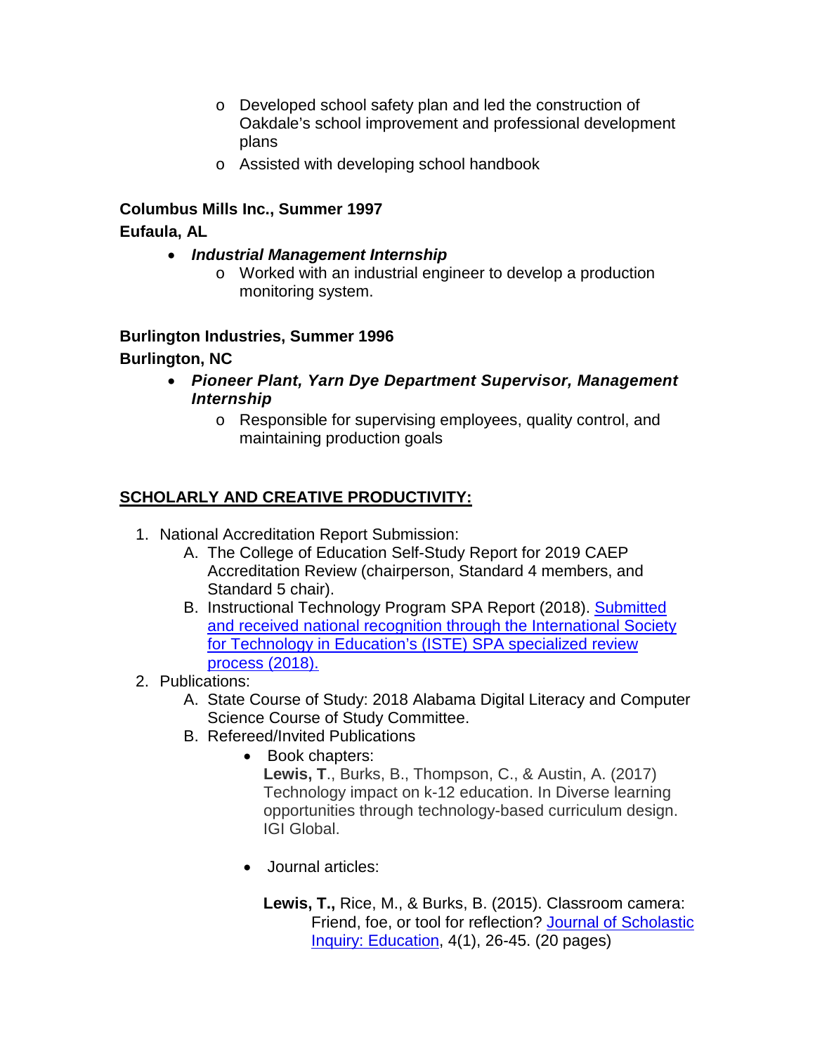- Developed school safety plan and led the construction of Oakdale's school improvement and professional development plans
  - Assisted with developing school handbook

**Columbus Mills Inc., Summer 1997**
**Eufaula, AL**

- ***Industrial Management Internship***
  - Worked with an industrial engineer to develop a production monitoring system.

**Burlington Industries, Summer 1996**
**Burlington, NC**

- ***Pioneer Plant, Yarn Dye Department Supervisor, Management Internship***
  - Responsible for supervising employees, quality control, and maintaining production goals

## SCHOLARLY AND CREATIVE PRODUCTIVITY:

1. National Accreditation Report Submission:
   A. The College of Education Self-Study Report for 2019 CAEP Accreditation Review (chairperson, Standard 4 members, and Standard 5 chair).
   B. Instructional Technology Program SPA Report (2018). Submitted and received national recognition through the International Society for Technology in Education's (ISTE) SPA specialized review process (2018).
2. Publications:
   A. State Course of Study: 2018 Alabama Digital Literacy and Computer Science Course of Study Committee.
   B. Refereed/Invited Publications
      - Book chapters:
        **Lewis, T**., Burks, B., Thompson, C., & Austin, A. (2017) Technology impact on k-12 education. In Diverse learning opportunities through technology-based curriculum design. IGI Global.

      - Journal articles:

        **Lewis, T.,** Rice, M., & Burks, B. (2015). Classroom camera: Friend, foe, or tool for reflection? Journal of Scholastic Inquiry: Education, 4(1), 26-45. (20 pages)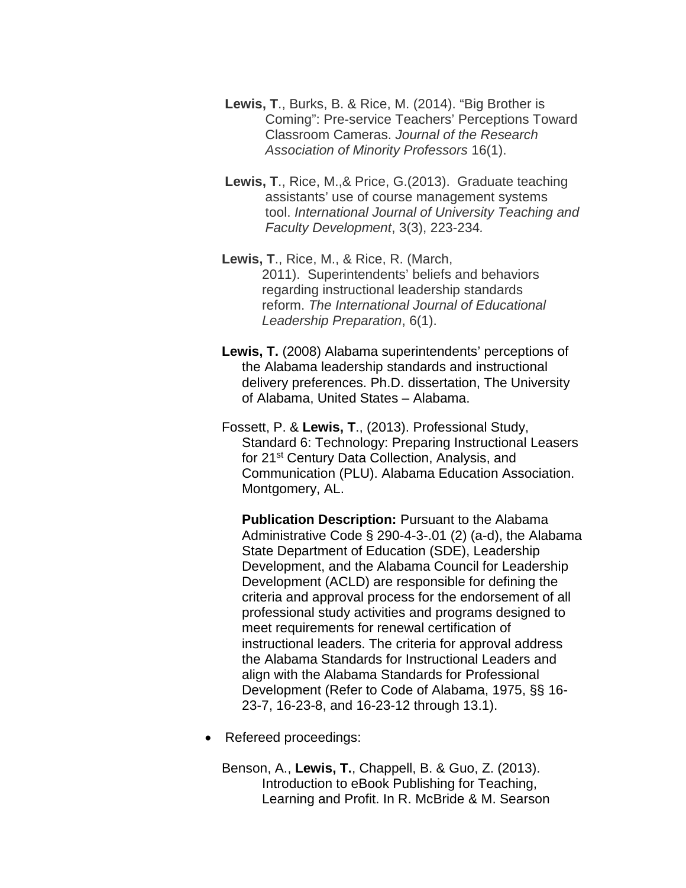**Lewis, T**., Burks, B. & Rice, M. (2014). "Big Brother is Coming": Pre-service Teachers' Perceptions Toward Classroom Cameras. *Journal of the Research Association of Minority Professors* 16(1).

**Lewis, T**., Rice, M.,& Price, G.(2013). Graduate teaching assistants' use of course management systems tool. *International Journal of University Teaching and Faculty Development*, 3(3), 223-234*.*

**Lewis, T**., Rice, M., & Rice, R. (March, 2011). Superintendents' beliefs and behaviors regarding instructional leadership standards reform. *The International Journal of Educational Leadership Preparation*, 6(1).

**Lewis, T.** (2008) Alabama superintendents' perceptions of the Alabama leadership standards and instructional delivery preferences. Ph.D. dissertation, The University of Alabama, United States – Alabama.

Fossett, P. & **Lewis, T**., (2013). Professional Study, Standard 6: Technology: Preparing Instructional Leasers for 21st Century Data Collection, Analysis, and Communication (PLU). Alabama Education Association. Montgomery, AL.

**Publication Description:** Pursuant to the Alabama Administrative Code § 290-4-3-.01 (2) (a-d), the Alabama State Department of Education (SDE), Leadership Development, and the Alabama Council for Leadership Development (ACLD) are responsible for defining the criteria and approval process for the endorsement of all professional study activities and programs designed to meet requirements for renewal certification of instructional leaders. The criteria for approval address the Alabama Standards for Instructional Leaders and align with the Alabama Standards for Professional Development (Refer to Code of Alabama, 1975, §§ 16-23-7, 16-23-8, and 16-23-12 through 13.1).

- Refereed proceedings:

Benson, A., **Lewis, T.**, Chappell, B. & Guo, Z. (2013). Introduction to eBook Publishing for Teaching, Learning and Profit. In R. McBride & M. Searson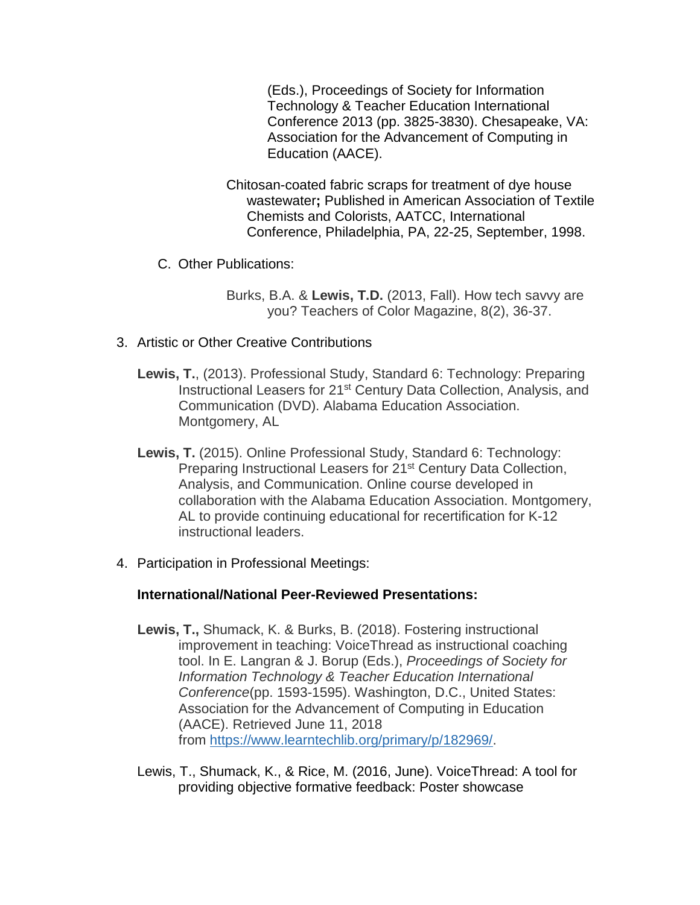(Eds.), Proceedings of Society for Information Technology & Teacher Education International Conference 2013 (pp. 3825-3830). Chesapeake, VA: Association for the Advancement of Computing in Education (AACE).

Chitosan-coated fabric scraps for treatment of dye house wastewater**;** Published in American Association of Textile Chemists and Colorists, AATCC, International Conference, Philadelphia, PA, 22-25, September, 1998.

C. Other Publications:

Burks, B.A. & **Lewis, T.D.** (2013, Fall). How tech savvy are you? Teachers of Color Magazine, 8(2), 36-37.

3. Artistic or Other Creative Contributions

**Lewis, T.**, (2013). Professional Study, Standard 6: Technology: Preparing Instructional Leasers for 21st Century Data Collection, Analysis, and Communication (DVD). Alabama Education Association. Montgomery, AL

**Lewis, T.** (2015). Online Professional Study, Standard 6: Technology: Preparing Instructional Leasers for 21st Century Data Collection, Analysis, and Communication. Online course developed in collaboration with the Alabama Education Association. Montgomery, AL to provide continuing educational for recertification for K-12 instructional leaders.

4. Participation in Professional Meetings:

**International/National Peer-Reviewed Presentations:**

**Lewis, T.,** Shumack, K. & Burks, B. (2018). Fostering instructional improvement in teaching: VoiceThread as instructional coaching tool. In E. Langran & J. Borup (Eds.), *Proceedings of Society for Information Technology & Teacher Education International Conference*(pp. 1593-1595). Washington, D.C., United States: Association for the Advancement of Computing in Education (AACE). Retrieved June 11, 2018 from https://www.learntechlib.org/primary/p/182969/.

Lewis, T., Shumack, K., & Rice, M. (2016, June). VoiceThread: A tool for providing objective formative feedback: Poster showcase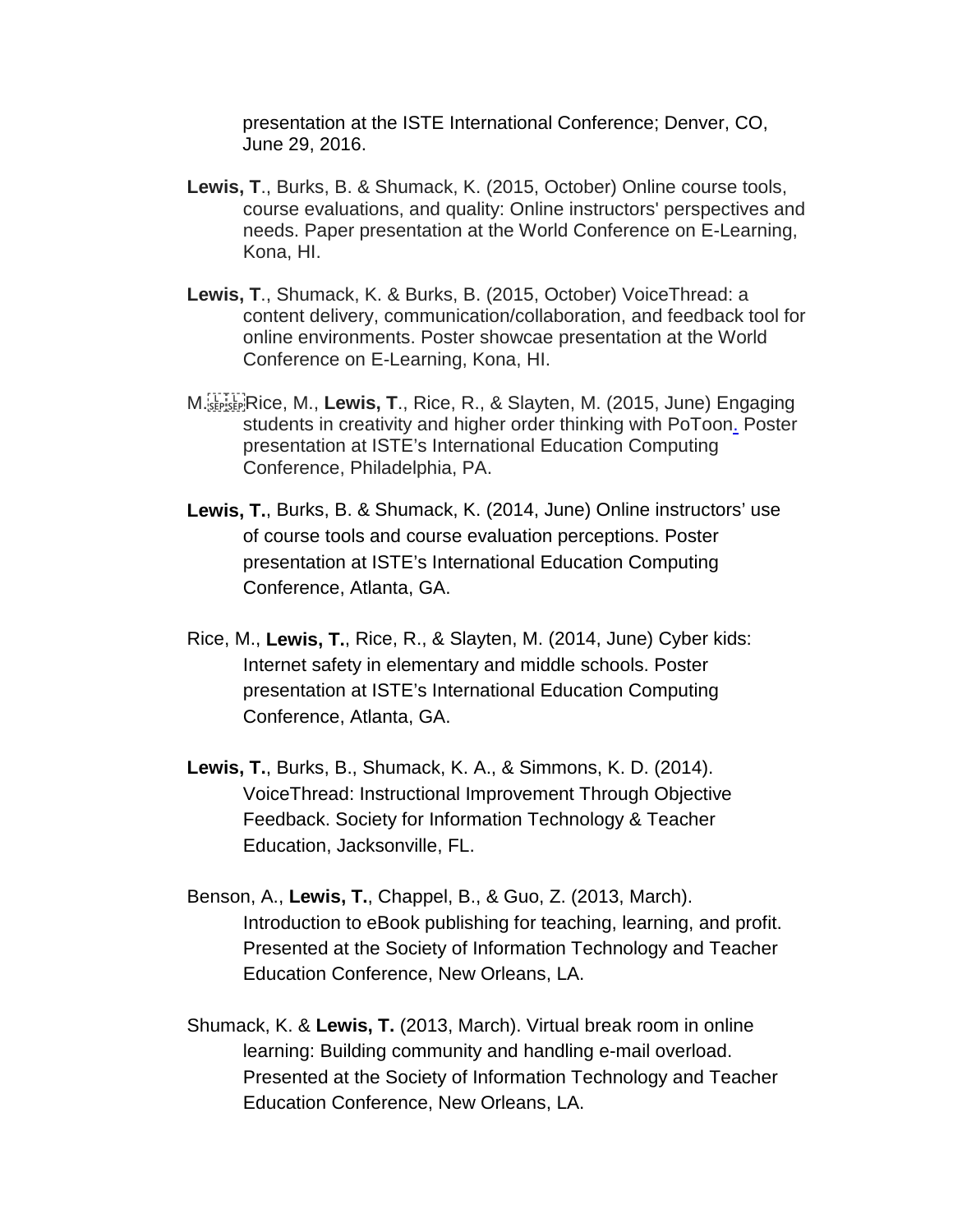presentation at the ISTE International Conference; Denver, CO, June 29, 2016.

**Lewis, T**., Burks, B. & Shumack, K. (2015, October) Online course tools, course evaluations, and quality: Online instructors' perspectives and needs. Paper presentation at the World Conference on E-Learning, Kona, HI.

**Lewis, T**., Shumack, K. & Burks, B. (2015, October) VoiceThread: a content delivery, communication/collaboration, and feedback tool for online environments. Poster showcae presentation at the World Conference on E-Learning, Kona, HI.

M. Rice, M., **Lewis, T**., Rice, R., & Slayten, M. (2015, June) Engaging students in creativity and higher order thinking with PoToon. Poster presentation at ISTE's International Education Computing Conference, Philadelphia, PA.

**Lewis, T.**, Burks, B. & Shumack, K. (2014, June) Online instructors' use of course tools and course evaluation perceptions. Poster presentation at ISTE's International Education Computing Conference, Atlanta, GA.

Rice, M., **Lewis, T.**, Rice, R., & Slayten, M. (2014, June) Cyber kids: Internet safety in elementary and middle schools. Poster presentation at ISTE's International Education Computing Conference, Atlanta, GA.

**Lewis, T.**, Burks, B., Shumack, K. A., & Simmons, K. D. (2014). VoiceThread: Instructional Improvement Through Objective Feedback. Society for Information Technology & Teacher Education, Jacksonville, FL.

Benson, A., **Lewis, T.**, Chappel, B., & Guo, Z. (2013, March). Introduction to eBook publishing for teaching, learning, and profit. Presented at the Society of Information Technology and Teacher Education Conference, New Orleans, LA.

Shumack, K. & **Lewis, T.** (2013, March). Virtual break room in online learning: Building community and handling e-mail overload. Presented at the Society of Information Technology and Teacher Education Conference, New Orleans, LA.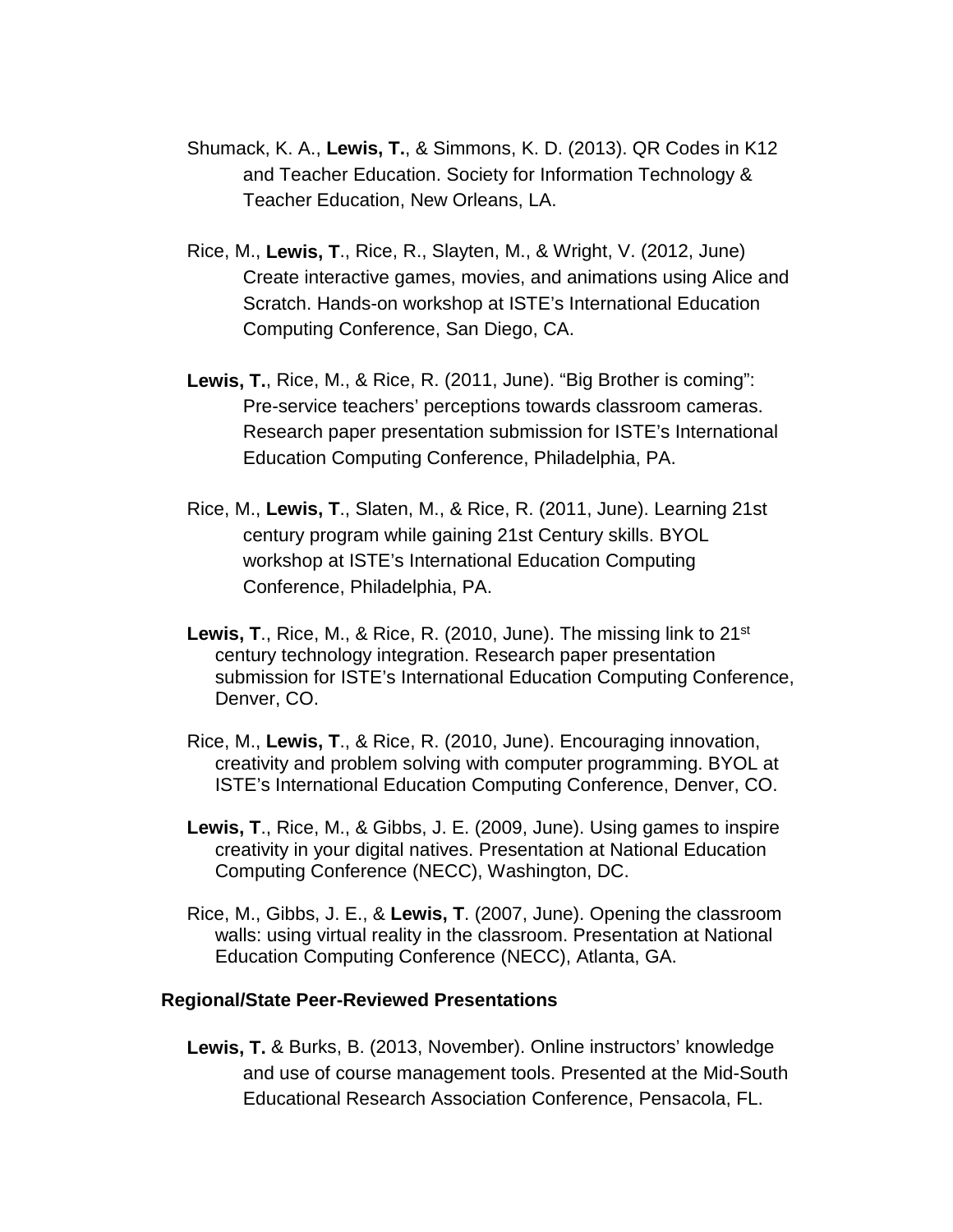Shumack, K. A., **Lewis, T.**, & Simmons, K. D. (2013). QR Codes in K12 and Teacher Education. Society for Information Technology & Teacher Education, New Orleans, LA.

Rice, M., **Lewis, T**., Rice, R., Slayten, M., & Wright, V. (2012, June) Create interactive games, movies, and animations using Alice and Scratch. Hands-on workshop at ISTE's International Education Computing Conference, San Diego, CA.

**Lewis, T.**, Rice, M., & Rice, R. (2011, June). "Big Brother is coming": Pre-service teachers' perceptions towards classroom cameras. Research paper presentation submission for ISTE's International Education Computing Conference, Philadelphia, PA.

Rice, M., **Lewis, T**., Slaten, M., & Rice, R. (2011, June). Learning 21st century program while gaining 21st Century skills. BYOL workshop at ISTE's International Education Computing Conference, Philadelphia, PA.

**Lewis, T**., Rice, M., & Rice, R. (2010, June). The missing link to 21st century technology integration. Research paper presentation submission for ISTE's International Education Computing Conference, Denver, CO.

Rice, M., **Lewis, T**., & Rice, R. (2010, June). Encouraging innovation, creativity and problem solving with computer programming. BYOL at ISTE's International Education Computing Conference, Denver, CO.

**Lewis, T**., Rice, M., & Gibbs, J. E. (2009, June). Using games to inspire creativity in your digital natives. Presentation at National Education Computing Conference (NECC), Washington, DC.

Rice, M., Gibbs, J. E., & **Lewis, T**. (2007, June). Opening the classroom walls: using virtual reality in the classroom. Presentation at National Education Computing Conference (NECC), Atlanta, GA.

**Regional/State Peer-Reviewed Presentations**

**Lewis, T.** & Burks, B. (2013, November). Online instructors' knowledge and use of course management tools. Presented at the Mid-South Educational Research Association Conference, Pensacola, FL.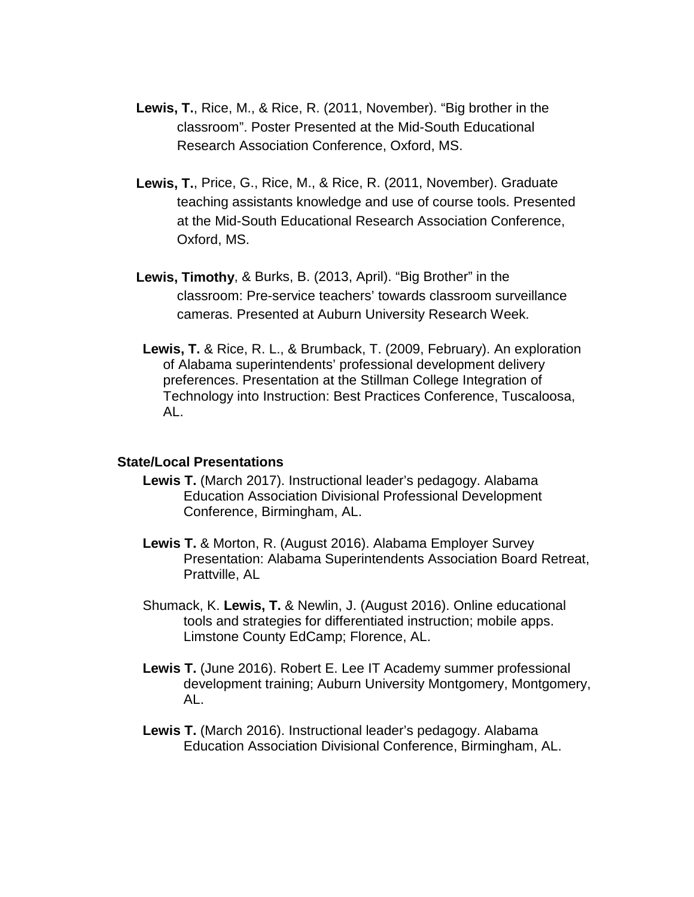**Lewis, T.**, Rice, M., & Rice, R. (2011, November). "Big brother in the classroom". Poster Presented at the Mid-South Educational Research Association Conference, Oxford, MS.

**Lewis, T.**, Price, G., Rice, M., & Rice, R. (2011, November). Graduate teaching assistants knowledge and use of course tools. Presented at the Mid-South Educational Research Association Conference, Oxford, MS.

**Lewis, Timothy**, & Burks, B. (2013, April). "Big Brother" in the classroom: Pre-service teachers' towards classroom surveillance cameras. Presented at Auburn University Research Week.

**Lewis, T.** & Rice, R. L., & Brumback, T. (2009, February). An exploration of Alabama superintendents' professional development delivery preferences. Presentation at the Stillman College Integration of Technology into Instruction: Best Practices Conference, Tuscaloosa, AL.

**State/Local Presentations**

**Lewis T.** (March 2017). Instructional leader's pedagogy. Alabama Education Association Divisional Professional Development Conference, Birmingham, AL.

**Lewis T.** & Morton, R. (August 2016). Alabama Employer Survey Presentation: Alabama Superintendents Association Board Retreat, Prattville, AL

Shumack, K. **Lewis, T.** & Newlin, J. (August 2016). Online educational tools and strategies for differentiated instruction; mobile apps. Limstone County EdCamp; Florence, AL.

**Lewis T.** (June 2016). Robert E. Lee IT Academy summer professional development training; Auburn University Montgomery, Montgomery, AL.

**Lewis T.** (March 2016). Instructional leader's pedagogy. Alabama Education Association Divisional Conference, Birmingham, AL.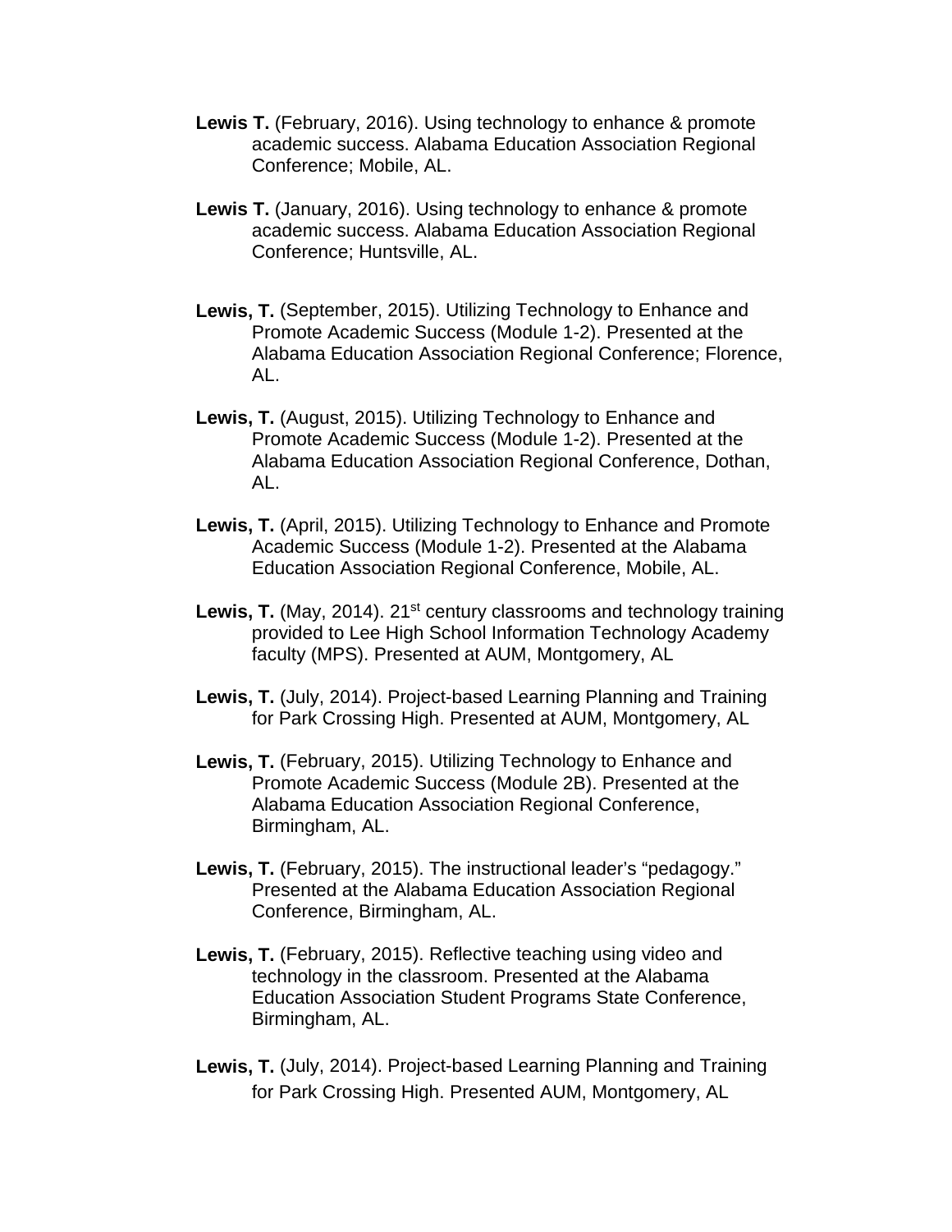**Lewis T.** (February, 2016). Using technology to enhance & promote academic success. Alabama Education Association Regional Conference; Mobile, AL.

**Lewis T.** (January, 2016). Using technology to enhance & promote academic success. Alabama Education Association Regional Conference; Huntsville, AL.

**Lewis, T.** (September, 2015). Utilizing Technology to Enhance and Promote Academic Success (Module 1-2). Presented at the Alabama Education Association Regional Conference; Florence, AL.

**Lewis, T.** (August, 2015). Utilizing Technology to Enhance and Promote Academic Success (Module 1-2). Presented at the Alabama Education Association Regional Conference, Dothan, AL.

**Lewis, T.** (April, 2015). Utilizing Technology to Enhance and Promote Academic Success (Module 1-2). Presented at the Alabama Education Association Regional Conference, Mobile, AL.

**Lewis, T.** (May, 2014). 21st century classrooms and technology training provided to Lee High School Information Technology Academy faculty (MPS). Presented at AUM, Montgomery, AL

**Lewis, T.** (July, 2014). Project-based Learning Planning and Training for Park Crossing High. Presented at AUM, Montgomery, AL

**Lewis, T.** (February, 2015). Utilizing Technology to Enhance and Promote Academic Success (Module 2B). Presented at the Alabama Education Association Regional Conference, Birmingham, AL.

**Lewis, T.** (February, 2015). The instructional leader's "pedagogy." Presented at the Alabama Education Association Regional Conference, Birmingham, AL.

**Lewis, T.** (February, 2015). Reflective teaching using video and technology in the classroom. Presented at the Alabama Education Association Student Programs State Conference, Birmingham, AL.

**Lewis, T.** (July, 2014). Project-based Learning Planning and Training for Park Crossing High. Presented AUM, Montgomery, AL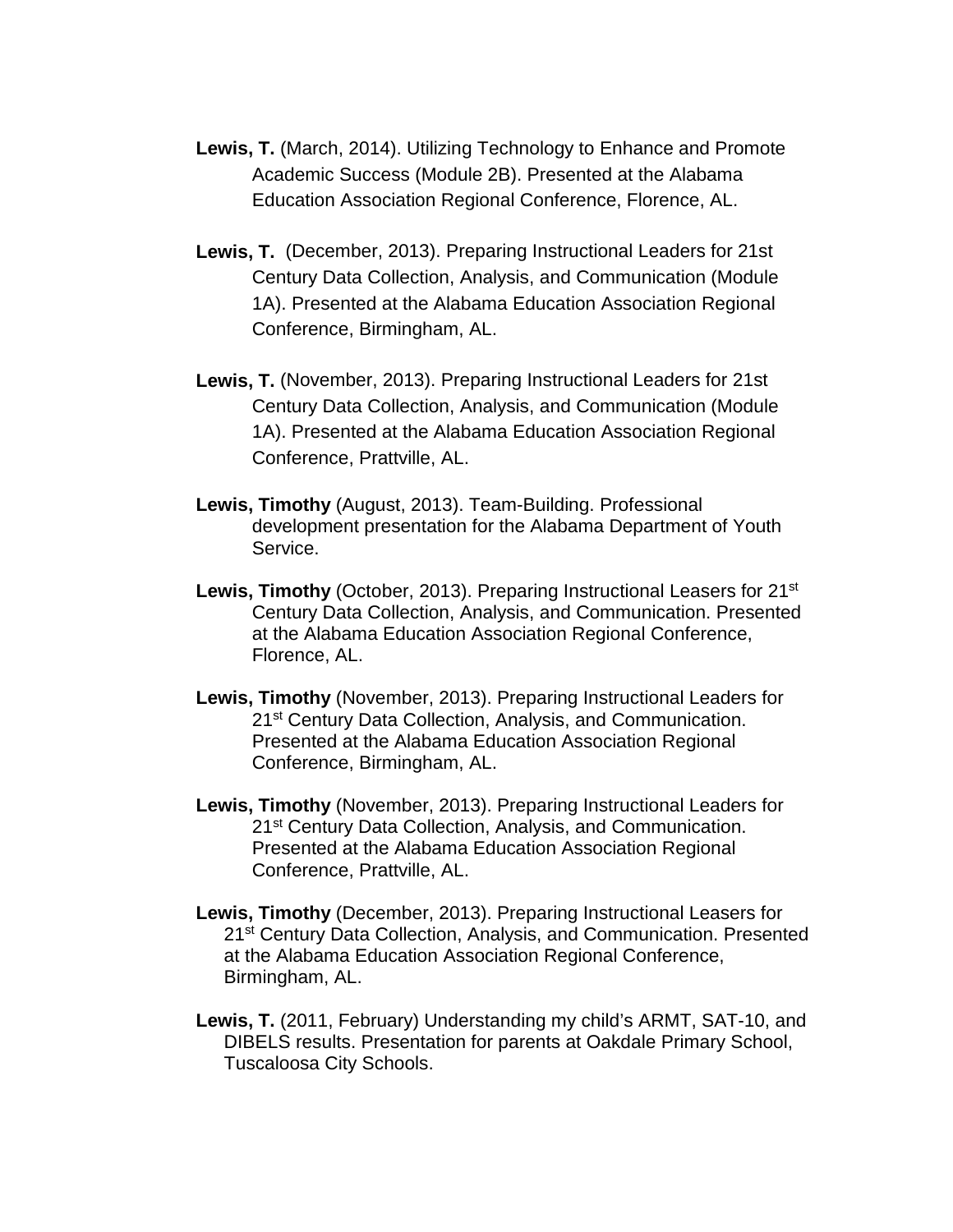**Lewis, T.** (March, 2014). Utilizing Technology to Enhance and Promote Academic Success (Module 2B). Presented at the Alabama Education Association Regional Conference, Florence, AL.

**Lewis, T.** (December, 2013). Preparing Instructional Leaders for 21st Century Data Collection, Analysis, and Communication (Module 1A). Presented at the Alabama Education Association Regional Conference, Birmingham, AL.

**Lewis, T.** (November, 2013). Preparing Instructional Leaders for 21st Century Data Collection, Analysis, and Communication (Module 1A). Presented at the Alabama Education Association Regional Conference, Prattville, AL.

**Lewis, Timothy** (August, 2013). Team-Building. Professional development presentation for the Alabama Department of Youth Service.

**Lewis, Timothy** (October, 2013). Preparing Instructional Leasers for 21st Century Data Collection, Analysis, and Communication. Presented at the Alabama Education Association Regional Conference, Florence, AL.

**Lewis, Timothy** (November, 2013). Preparing Instructional Leaders for 21st Century Data Collection, Analysis, and Communication. Presented at the Alabama Education Association Regional Conference, Birmingham, AL.

**Lewis, Timothy** (November, 2013). Preparing Instructional Leaders for 21st Century Data Collection, Analysis, and Communication. Presented at the Alabama Education Association Regional Conference, Prattville, AL.

**Lewis, Timothy** (December, 2013). Preparing Instructional Leasers for 21st Century Data Collection, Analysis, and Communication. Presented at the Alabama Education Association Regional Conference, Birmingham, AL.

**Lewis, T.** (2011, February) Understanding my child's ARMT, SAT-10, and DIBELS results. Presentation for parents at Oakdale Primary School, Tuscaloosa City Schools.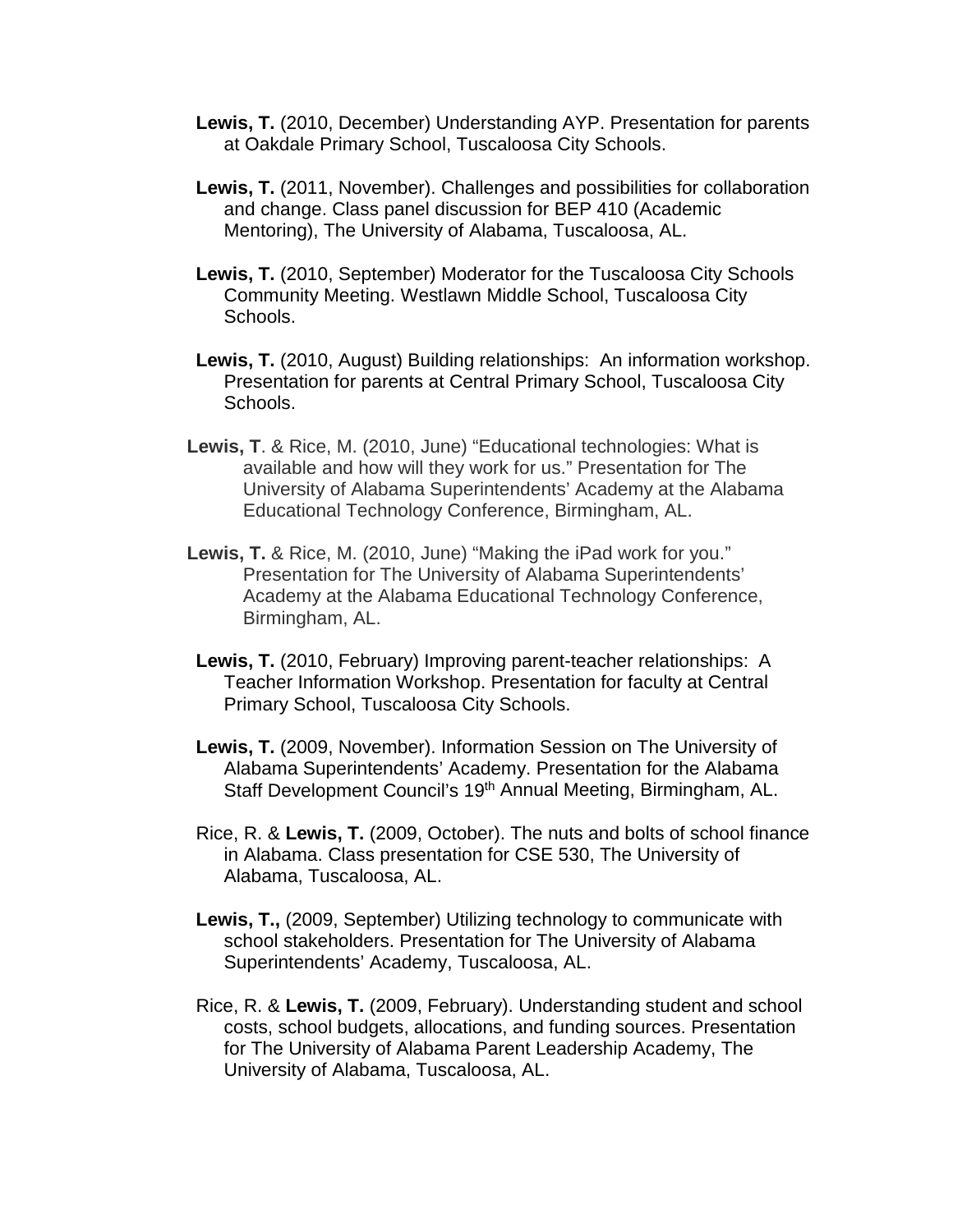**Lewis, T.** (2010, December) Understanding AYP. Presentation for parents at Oakdale Primary School, Tuscaloosa City Schools.

**Lewis, T.** (2011, November). Challenges and possibilities for collaboration and change. Class panel discussion for BEP 410 (Academic Mentoring), The University of Alabama, Tuscaloosa, AL.

**Lewis, T.** (2010, September) Moderator for the Tuscaloosa City Schools Community Meeting. Westlawn Middle School, Tuscaloosa City Schools.

**Lewis, T.** (2010, August) Building relationships: An information workshop. Presentation for parents at Central Primary School, Tuscaloosa City Schools.

**Lewis, T**. & Rice, M. (2010, June) "Educational technologies: What is available and how will they work for us." Presentation for The University of Alabama Superintendents' Academy at the Alabama Educational Technology Conference, Birmingham, AL.

**Lewis, T.** & Rice, M. (2010, June) "Making the iPad work for you." Presentation for The University of Alabama Superintendents' Academy at the Alabama Educational Technology Conference, Birmingham, AL.

**Lewis, T.** (2010, February) Improving parent-teacher relationships: A Teacher Information Workshop. Presentation for faculty at Central Primary School, Tuscaloosa City Schools.

**Lewis, T.** (2009, November). Information Session on The University of Alabama Superintendents' Academy. Presentation for the Alabama Staff Development Council's 19th Annual Meeting, Birmingham, AL.

Rice, R. & **Lewis, T.** (2009, October). The nuts and bolts of school finance in Alabama. Class presentation for CSE 530, The University of Alabama, Tuscaloosa, AL.

**Lewis, T.,** (2009, September) Utilizing technology to communicate with school stakeholders. Presentation for The University of Alabama Superintendents' Academy, Tuscaloosa, AL.

Rice, R. & **Lewis, T.** (2009, February). Understanding student and school costs, school budgets, allocations, and funding sources. Presentation for The University of Alabama Parent Leadership Academy, The University of Alabama, Tuscaloosa, AL.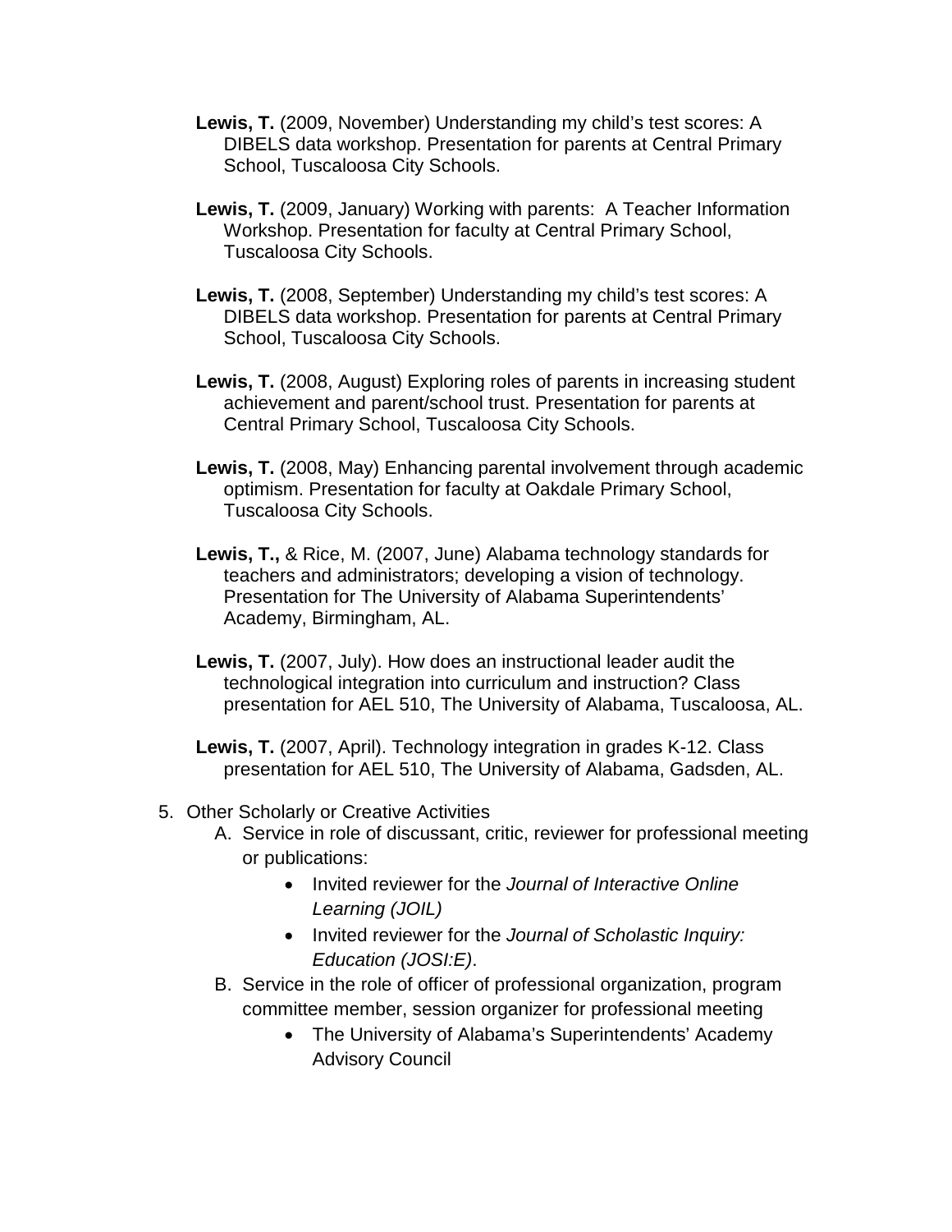**Lewis, T.** (2009, November) Understanding my child's test scores: A DIBELS data workshop. Presentation for parents at Central Primary School, Tuscaloosa City Schools.

**Lewis, T.** (2009, January) Working with parents:  A Teacher Information Workshop. Presentation for faculty at Central Primary School, Tuscaloosa City Schools.

**Lewis, T.** (2008, September) Understanding my child's test scores: A DIBELS data workshop. Presentation for parents at Central Primary School, Tuscaloosa City Schools.

**Lewis, T.** (2008, August) Exploring roles of parents in increasing student achievement and parent/school trust. Presentation for parents at Central Primary School, Tuscaloosa City Schools.

**Lewis, T.** (2008, May) Enhancing parental involvement through academic optimism. Presentation for faculty at Oakdale Primary School, Tuscaloosa City Schools.

**Lewis, T.,** & Rice, M. (2007, June) Alabama technology standards for teachers and administrators; developing a vision of technology. Presentation for The University of Alabama Superintendents' Academy, Birmingham, AL.

**Lewis, T.** (2007, July). How does an instructional leader audit the technological integration into curriculum and instruction? Class presentation for AEL 510, The University of Alabama, Tuscaloosa, AL.

**Lewis, T.** (2007, April). Technology integration in grades K-12. Class presentation for AEL 510, The University of Alabama, Gadsden, AL.

5. Other Scholarly or Creative Activities
   A. Service in role of discussant, critic, reviewer for professional meeting or publications:
      - Invited reviewer for the *Journal of Interactive Online Learning (JOIL)*
      - Invited reviewer for the *Journal of Scholastic Inquiry: Education (JOSI:E)*.
   B. Service in the role of officer of professional organization, program committee member, session organizer for professional meeting
      - The University of Alabama's Superintendents' Academy Advisory Council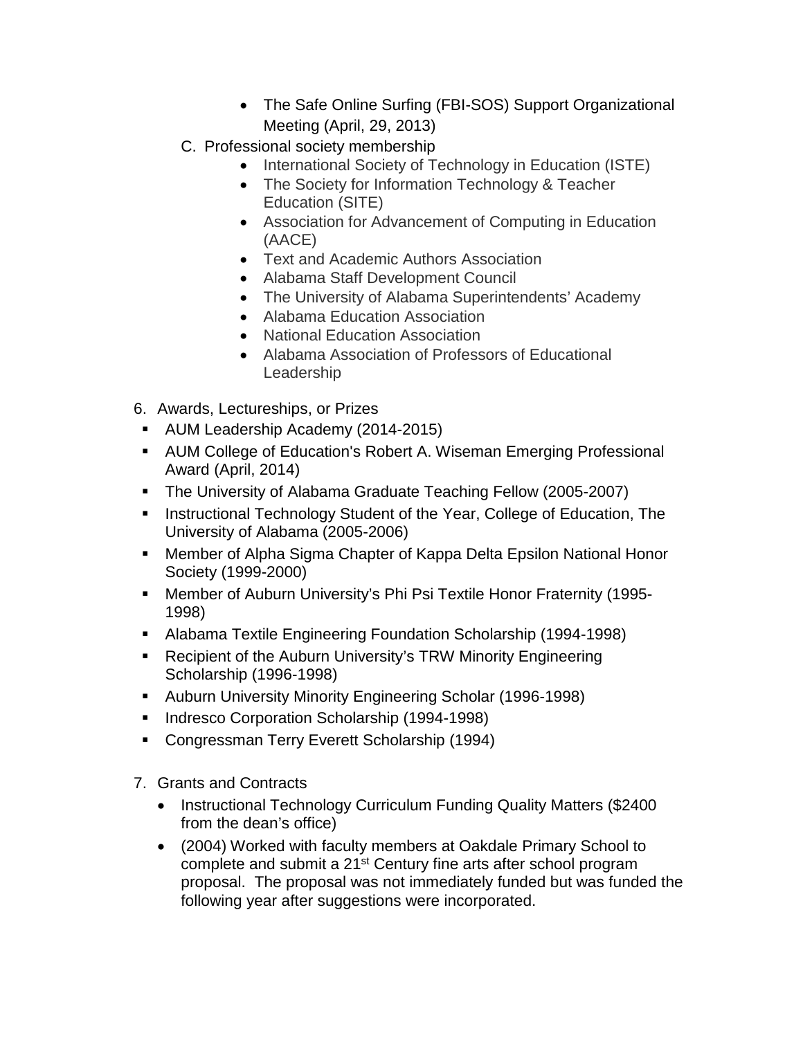- The Safe Online Surfing (FBI-SOS) Support Organizational Meeting (April, 29, 2013)

C. Professional society membership
   - International Society of Technology in Education (ISTE)
   - The Society for Information Technology & Teacher Education (SITE)
   - Association for Advancement of Computing in Education (AACE)
   - Text and Academic Authors Association
   - Alabama Staff Development Council
   - The University of Alabama Superintendents' Academy
   - Alabama Education Association
   - National Education Association
   - Alabama Association of Professors of Educational Leadership

6. Awards, Lectureships, or Prizes
   - AUM Leadership Academy (2014-2015)
   - AUM College of Education's Robert A. Wiseman Emerging Professional Award (April, 2014)
   - The University of Alabama Graduate Teaching Fellow (2005-2007)
   - Instructional Technology Student of the Year, College of Education, The University of Alabama (2005-2006)
   - Member of Alpha Sigma Chapter of Kappa Delta Epsilon National Honor Society (1999-2000)
   - Member of Auburn University's Phi Psi Textile Honor Fraternity (1995-1998)
   - Alabama Textile Engineering Foundation Scholarship (1994-1998)
   - Recipient of the Auburn University's TRW Minority Engineering Scholarship (1996-1998)
   - Auburn University Minority Engineering Scholar (1996-1998)
   - Indresco Corporation Scholarship (1994-1998)
   - Congressman Terry Everett Scholarship (1994)

7. Grants and Contracts
   - Instructional Technology Curriculum Funding Quality Matters ($2400 from the dean's office)
   - (2004) Worked with faculty members at Oakdale Primary School to complete and submit a 21st Century fine arts after school program proposal. The proposal was not immediately funded but was funded the following year after suggestions were incorporated.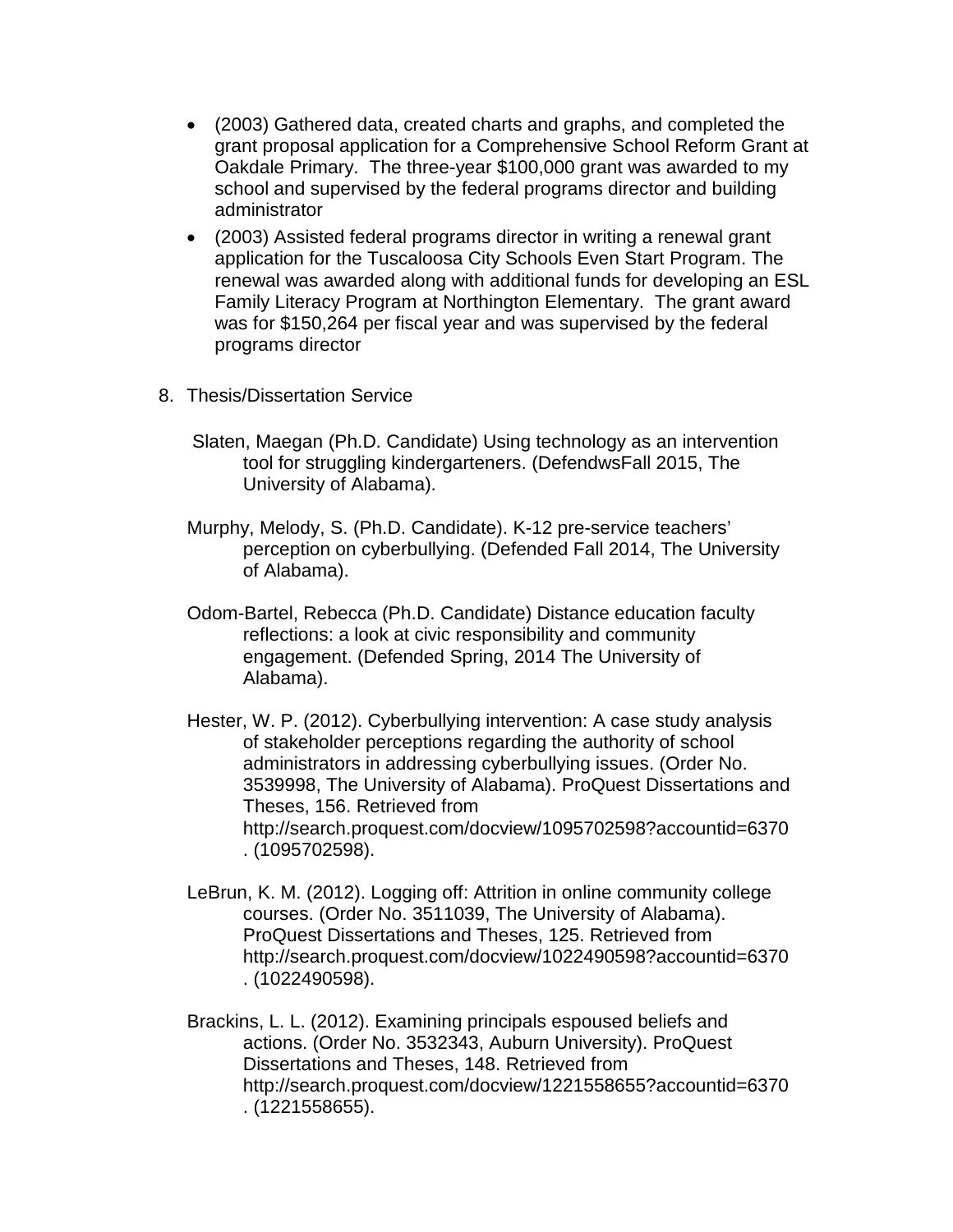- (2003) Gathered data, created charts and graphs, and completed the grant proposal application for a Comprehensive School Reform Grant at Oakdale Primary. The three-year $100,000 grant was awarded to my school and supervised by the federal programs director and building administrator
- (2003) Assisted federal programs director in writing a renewal grant application for the Tuscaloosa City Schools Even Start Program. The renewal was awarded along with additional funds for developing an ESL Family Literacy Program at Northington Elementary. The grant award was for $150,264 per fiscal year and was supervised by the federal programs director

8. Thesis/Dissertation Service

Slaten, Maegan (Ph.D. Candidate) Using technology as an intervention tool for struggling kindergarteners. (DefendwsFall 2015, The University of Alabama).

Murphy, Melody, S. (Ph.D. Candidate). K-12 pre-service teachers' perception on cyberbullying. (Defended Fall 2014, The University of Alabama).

Odom-Bartel, Rebecca (Ph.D. Candidate) Distance education faculty reflections: a look at civic responsibility and community engagement. (Defended Spring, 2014 The University of Alabama).

Hester, W. P. (2012). Cyberbullying intervention: A case study analysis of stakeholder perceptions regarding the authority of school administrators in addressing cyberbullying issues. (Order No. 3539998, The University of Alabama). ProQuest Dissertations and Theses, 156. Retrieved from http://search.proquest.com/docview/1095702598?accountid=6370 . (1095702598).

LeBrun, K. M. (2012). Logging off: Attrition in online community college courses. (Order No. 3511039, The University of Alabama). ProQuest Dissertations and Theses, 125. Retrieved from http://search.proquest.com/docview/1022490598?accountid=6370 . (1022490598).

Brackins, L. L. (2012). Examining principals espoused beliefs and actions. (Order No. 3532343, Auburn University). ProQuest Dissertations and Theses, 148. Retrieved from http://search.proquest.com/docview/1221558655?accountid=6370 . (1221558655).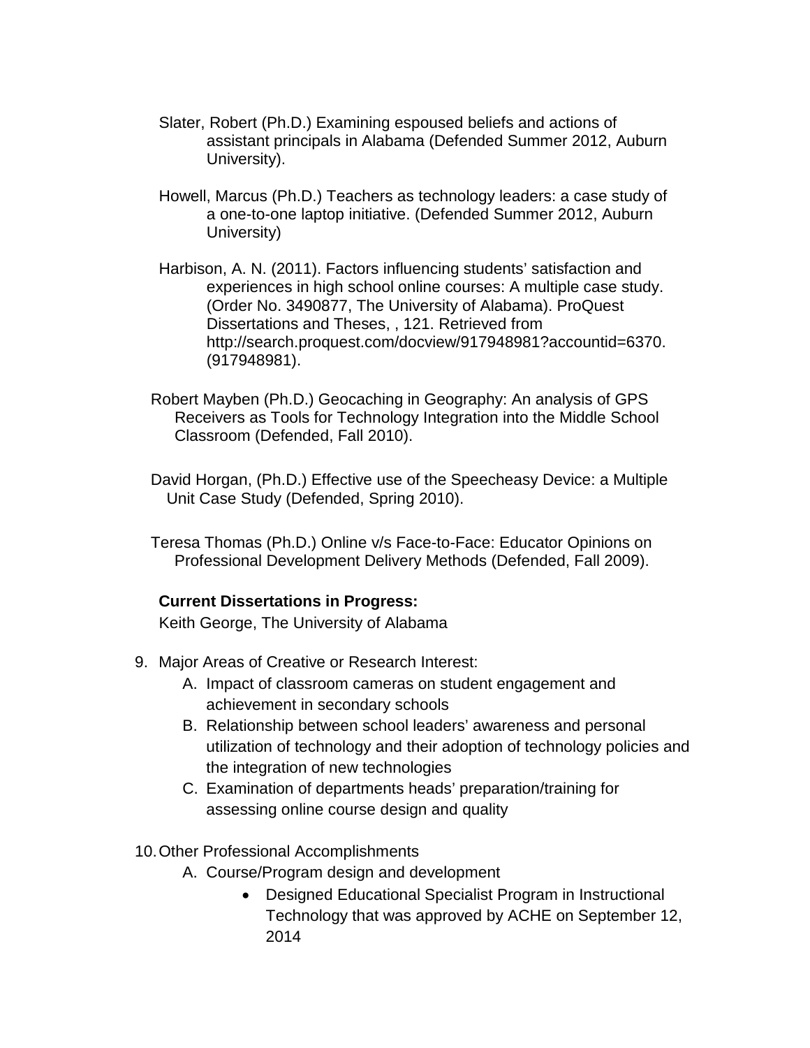Slater, Robert (Ph.D.) Examining espoused beliefs and actions of assistant principals in Alabama (Defended Summer 2012, Auburn University).

Howell, Marcus (Ph.D.) Teachers as technology leaders: a case study of a one-to-one laptop initiative. (Defended Summer 2012, Auburn University)

Harbison, A. N. (2011). Factors influencing students' satisfaction and experiences in high school online courses: A multiple case study. (Order No. 3490877, The University of Alabama). ProQuest Dissertations and Theses, , 121. Retrieved from http://search.proquest.com/docview/917948981?accountid=6370. (917948981).

Robert Mayben (Ph.D.) Geocaching in Geography: An analysis of GPS Receivers as Tools for Technology Integration into the Middle School Classroom (Defended, Fall 2010).

David Horgan, (Ph.D.) Effective use of the Speecheasy Device: a Multiple Unit Case Study (Defended, Spring 2010).

Teresa Thomas (Ph.D.) Online v/s Face-to-Face: Educator Opinions on Professional Development Delivery Methods (Defended, Fall 2009).

**Current Dissertations in Progress:**

Keith George, The University of Alabama

9. Major Areas of Creative or Research Interest:
   A. Impact of classroom cameras on student engagement and achievement in secondary schools
   B. Relationship between school leaders' awareness and personal utilization of technology and their adoption of technology policies and the integration of new technologies
   C. Examination of departments heads' preparation/training for assessing online course design and quality

10. Other Professional Accomplishments
    A. Course/Program design and development
       - Designed Educational Specialist Program in Instructional Technology that was approved by ACHE on September 12, 2014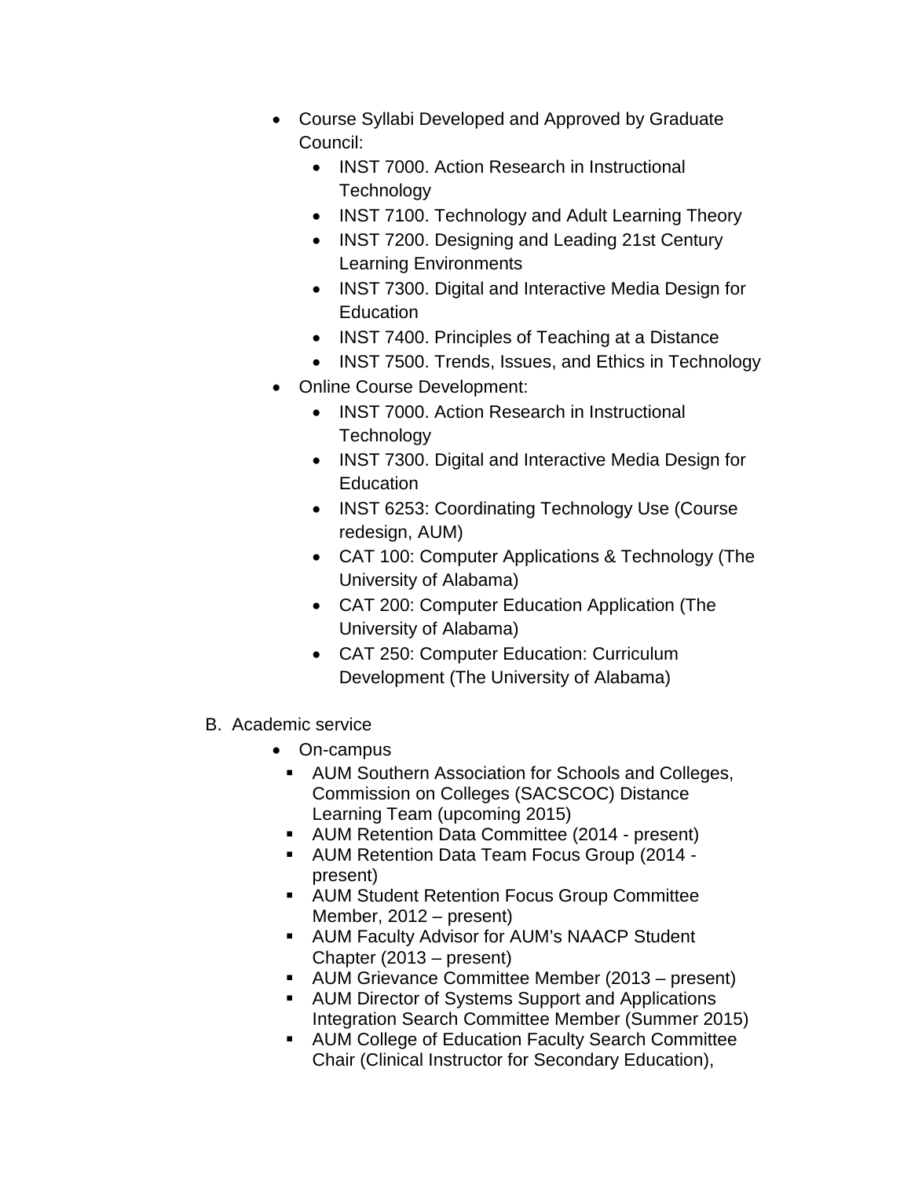- Course Syllabi Developed and Approved by Graduate Council:
  - INST 7000. Action Research in Instructional Technology
  - INST 7100. Technology and Adult Learning Theory
  - INST 7200. Designing and Leading 21st Century Learning Environments
  - INST 7300. Digital and Interactive Media Design for Education
  - INST 7400. Principles of Teaching at a Distance
  - INST 7500. Trends, Issues, and Ethics in Technology
- Online Course Development:
  - INST 7000. Action Research in Instructional Technology
  - INST 7300. Digital and Interactive Media Design for Education
  - INST 6253: Coordinating Technology Use (Course redesign, AUM)
  - CAT 100: Computer Applications & Technology (The University of Alabama)
  - CAT 200: Computer Education Application (The University of Alabama)
  - CAT 250: Computer Education: Curriculum Development (The University of Alabama)

B. Academic service

- On-campus
  - AUM Southern Association for Schools and Colleges, Commission on Colleges (SACSCOC) Distance Learning Team (upcoming 2015)
  - AUM Retention Data Committee (2014 - present)
  - AUM Retention Data Team Focus Group (2014 - present)
  - AUM Student Retention Focus Group Committee Member, 2012 – present)
  - AUM Faculty Advisor for AUM's NAACP Student Chapter (2013 – present)
  - AUM Grievance Committee Member (2013 – present)
  - AUM Director of Systems Support and Applications Integration Search Committee Member (Summer 2015)
  - AUM College of Education Faculty Search Committee Chair (Clinical Instructor for Secondary Education),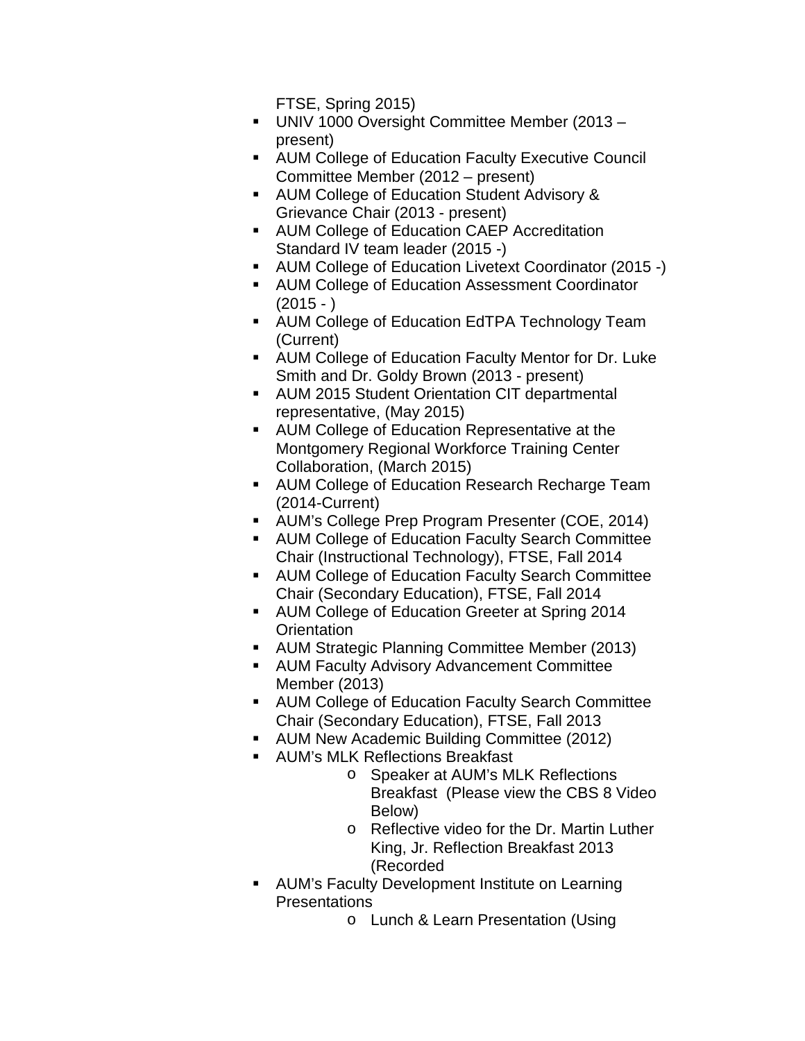FTSE, Spring 2015)

- UNIV 1000 Oversight Committee Member (2013 – present)
- AUM College of Education Faculty Executive Council Committee Member (2012 – present)
- AUM College of Education Student Advisory & Grievance Chair (2013 - present)
- AUM College of Education CAEP Accreditation Standard IV team leader (2015 -)
- AUM College of Education Livetext Coordinator (2015 -)
- AUM College of Education Assessment Coordinator (2015 - )
- AUM College of Education EdTPA Technology Team (Current)
- AUM College of Education Faculty Mentor for Dr. Luke Smith and Dr. Goldy Brown (2013 - present)
- AUM 2015 Student Orientation CIT departmental representative, (May 2015)
- AUM College of Education Representative at the Montgomery Regional Workforce Training Center Collaboration, (March 2015)
- AUM College of Education Research Recharge Team (2014-Current)
- AUM's College Prep Program Presenter (COE, 2014)
- AUM College of Education Faculty Search Committee Chair (Instructional Technology), FTSE, Fall 2014
- AUM College of Education Faculty Search Committee Chair (Secondary Education), FTSE, Fall 2014
- AUM College of Education Greeter at Spring 2014 Orientation
- AUM Strategic Planning Committee Member (2013)
- AUM Faculty Advisory Advancement Committee Member (2013)
- AUM College of Education Faculty Search Committee Chair (Secondary Education), FTSE, Fall 2013
- AUM New Academic Building Committee (2012)
- AUM's MLK Reflections Breakfast
  - Speaker at AUM's MLK Reflections Breakfast (Please view the CBS 8 Video Below)
  - Reflective video for the Dr. Martin Luther King, Jr. Reflection Breakfast 2013 (Recorded
- AUM's Faculty Development Institute on Learning Presentations
  - Lunch & Learn Presentation (Using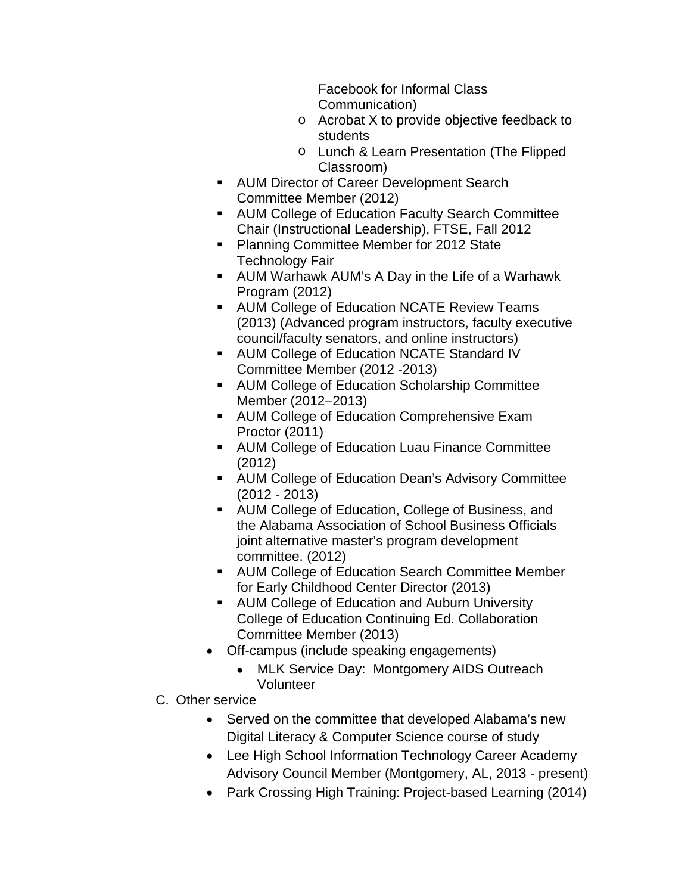- Facebook for Informal Class Communication)
        - Acrobat X to provide objective feedback to students
        - Lunch & Learn Presentation (The Flipped Classroom)
    - AUM Director of Career Development Search Committee Member (2012)
    - AUM College of Education Faculty Search Committee Chair (Instructional Leadership), FTSE, Fall 2012
    - Planning Committee Member for 2012 State Technology Fair
    - AUM Warhawk AUM's A Day in the Life of a Warhawk Program (2012)
    - AUM College of Education NCATE Review Teams (2013) (Advanced program instructors, faculty executive council/faculty senators, and online instructors)
    - AUM College of Education NCATE Standard IV Committee Member (2012 -2013)
    - AUM College of Education Scholarship Committee Member (2012–2013)
    - AUM College of Education Comprehensive Exam Proctor (2011)
    - AUM College of Education Luau Finance Committee (2012)
    - AUM College of Education Dean's Advisory Committee (2012 - 2013)
    - AUM College of Education, College of Business, and the Alabama Association of School Business Officials joint alternative master's program development committee. (2012)
    - AUM College of Education Search Committee Member for Early Childhood Center Director (2013)
    - AUM College of Education and Auburn University College of Education Continuing Ed. Collaboration Committee Member (2013)
- Off-campus (include speaking engagements)
    - MLK Service Day: Montgomery AIDS Outreach Volunteer

C. Other service

- Served on the committee that developed Alabama's new Digital Literacy & Computer Science course of study
- Lee High School Information Technology Career Academy Advisory Council Member (Montgomery, AL, 2013 - present)
- Park Crossing High Training: Project-based Learning (2014)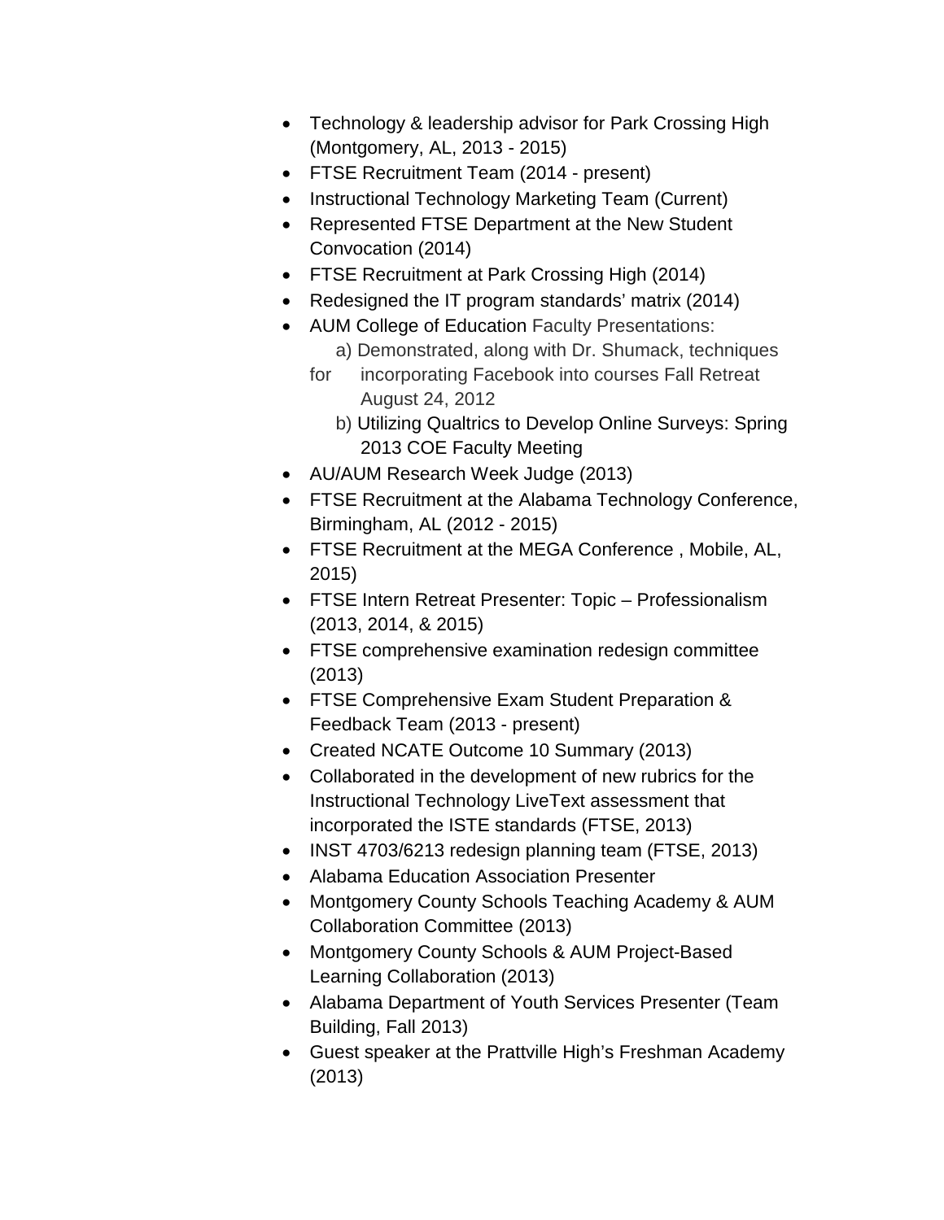- Technology & leadership advisor for Park Crossing High (Montgomery, AL, 2013 - 2015)
- FTSE Recruitment Team (2014 - present)
- Instructional Technology Marketing Team (Current)
- Represented FTSE Department at the New Student Convocation (2014)
- FTSE Recruitment at Park Crossing High (2014)
- Redesigned the IT program standards' matrix (2014)
- AUM College of Education Faculty Presentations:
  - a) Demonstrated, along with Dr. Shumack, techniques for incorporating Facebook into courses Fall Retreat August 24, 2012
  - b) Utilizing Qualtrics to Develop Online Surveys: Spring 2013 COE Faculty Meeting
- AU/AUM Research Week Judge (2013)
- FTSE Recruitment at the Alabama Technology Conference, Birmingham, AL (2012 - 2015)
- FTSE Recruitment at the MEGA Conference , Mobile, AL, 2015)
- FTSE Intern Retreat Presenter: Topic – Professionalism (2013, 2014, & 2015)
- FTSE comprehensive examination redesign committee (2013)
- FTSE Comprehensive Exam Student Preparation & Feedback Team (2013 - present)
- Created NCATE Outcome 10 Summary (2013)
- Collaborated in the development of new rubrics for the Instructional Technology LiveText assessment that incorporated the ISTE standards (FTSE, 2013)
- INST 4703/6213 redesign planning team (FTSE, 2013)
- Alabama Education Association Presenter
- Montgomery County Schools Teaching Academy & AUM Collaboration Committee (2013)
- Montgomery County Schools & AUM Project-Based Learning Collaboration (2013)
- Alabama Department of Youth Services Presenter (Team Building, Fall 2013)
- Guest speaker at the Prattville High's Freshman Academy (2013)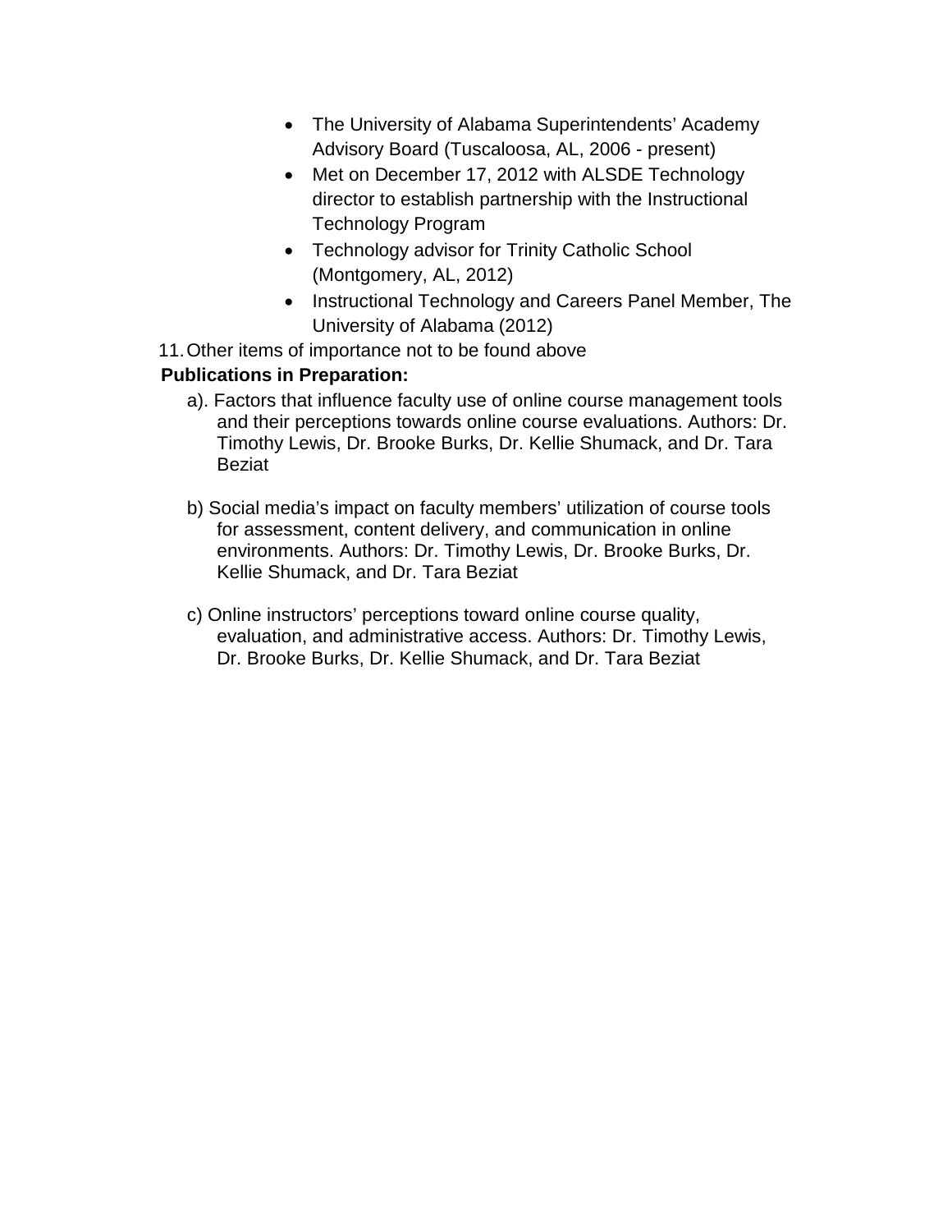- The University of Alabama Superintendents' Academy Advisory Board (Tuscaloosa, AL, 2006 - present)
- Met on December 17, 2012 with ALSDE Technology director to establish partnership with the Instructional Technology Program
- Technology advisor for Trinity Catholic School (Montgomery, AL, 2012)
- Instructional Technology and Careers Panel Member, The University of Alabama (2012)

11. Other items of importance not to be found above

**Publications in Preparation:**

a). Factors that influence faculty use of online course management tools and their perceptions towards online course evaluations. Authors: Dr. Timothy Lewis, Dr. Brooke Burks, Dr. Kellie Shumack, and Dr. Tara Beziat

b) Social media's impact on faculty members' utilization of course tools for assessment, content delivery, and communication in online environments. Authors: Dr. Timothy Lewis, Dr. Brooke Burks, Dr. Kellie Shumack, and Dr. Tara Beziat

c) Online instructors' perceptions toward online course quality, evaluation, and administrative access. Authors: Dr. Timothy Lewis, Dr. Brooke Burks, Dr. Kellie Shumack, and Dr. Tara Beziat